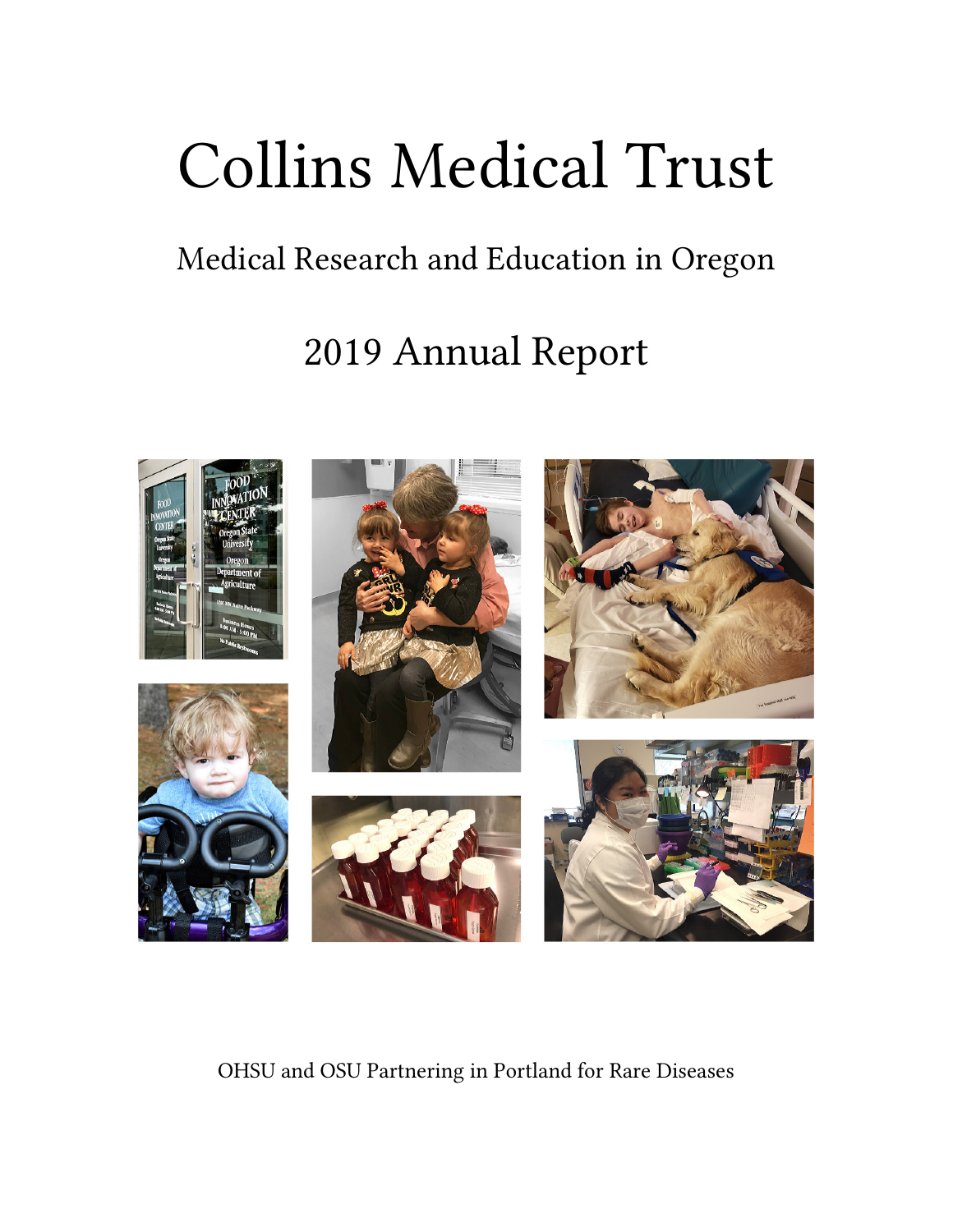# Collins Medical Trust

## Medical Research and Education in Oregon

## 2019 Annual Report

OHSU and OSU Partnering in Portland for Rare Diseases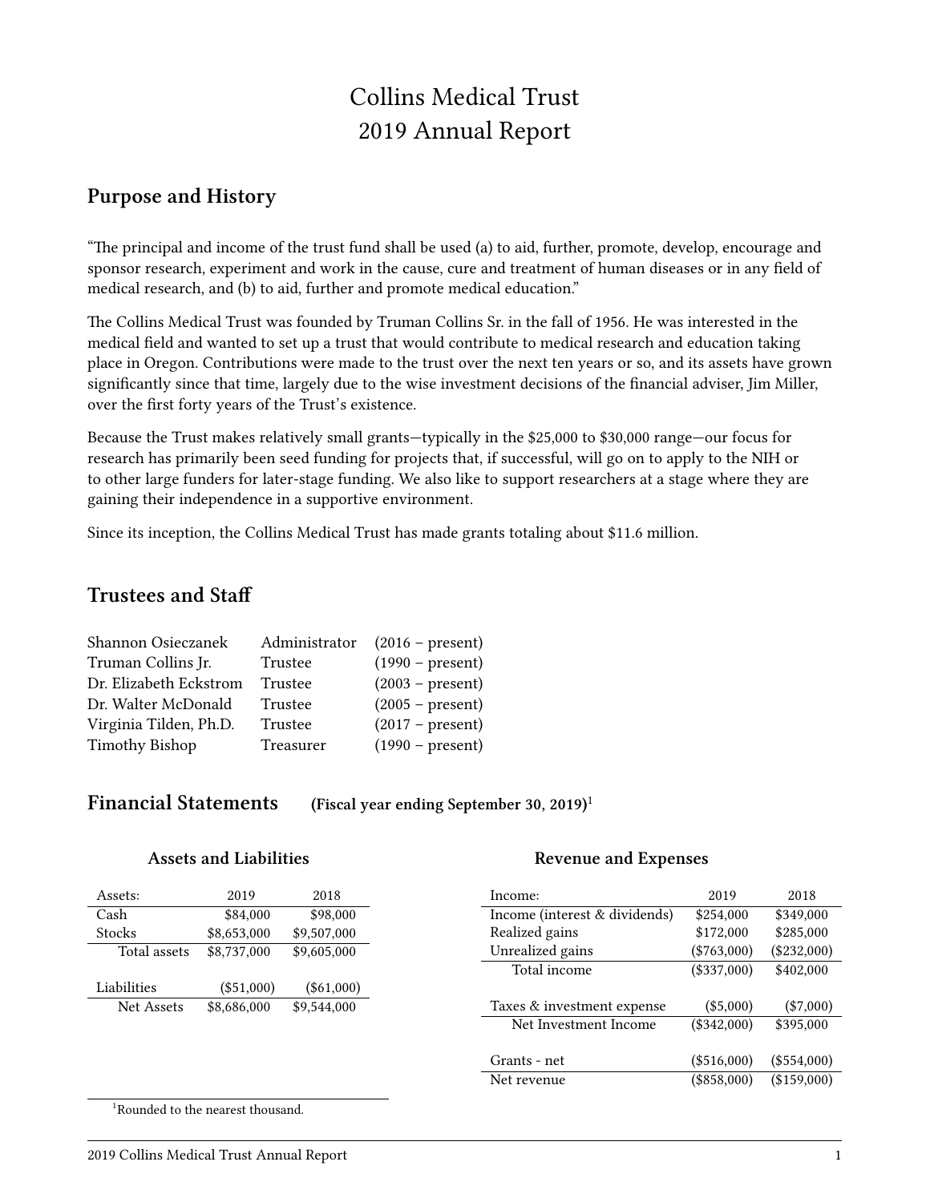# Collins Medical Trust
# 2019 Annual Report

## Purpose and History

"The principal and income of the trust fund shall be used (a) to aid, further, promote, develop, encourage and sponsor research, experiment and work in the cause, cure and treatment of human diseases or in any field of medical research, and (b) to aid, further and promote medical education."

The Collins Medical Trust was founded by Truman Collins Sr. in the fall of 1956. He was interested in the medical field and wanted to set up a trust that would contribute to medical research and education taking place in Oregon. Contributions were made to the trust over the next ten years or so, and its assets have grown significantly since that time, largely due to the wise investment decisions of the financial adviser, Jim Miller, over the first forty years of the Trust's existence.

Because the Trust makes relatively small grants—typically in the $25,000 to $30,000 range—our focus for research has primarily been seed funding for projects that, if successful, will go on to apply to the NIH or to other large funders for later-stage funding. We also like to support researchers at a stage where they are gaining their independence in a supportive environment.

Since its inception, the Collins Medical Trust has made grants totaling about $11.6 million.

## Trustees and Staff

| | | |
|---|---|---|
| Shannon Osieczanek | Administrator | (2016 – present) |
| Truman Collins Jr. | Trustee | (1990 – present) |
| Dr. Elizabeth Eckstrom | Trustee | (2003 – present) |
| Dr. Walter McDonald | Trustee | (2005 – present) |
| Virginia Tilden, Ph.D. | Trustee | (2017 – present) |
| Timothy Bishop | Treasurer | (1990 – present) |

## Financial Statements (Fiscal year ending September 30, 2019)[1]

### Assets and Liabilities

| Assets: | 2019 | 2018 |
|---|---|---|
| Cash | $84,000 | $98,000 |
| Stocks | $8,653,000 | $9,507,000 |
| Total assets | $8,737,000 | $9,605,000 |
| | | |
| Liabilities | ($51,000) | ($61,000) |
| Net Assets | $8,686,000 | $9,544,000 |

### Revenue and Expenses

| Income: | 2019 | 2018 |
|---|---|---|
| Income (interest & dividends) | $254,000 | $349,000 |
| Realized gains | $172,000 | $285,000 |
| Unrealized gains | ($763,000) | ($232,000) |
| Total income | ($337,000) | $402,000 |
| | | |
| Taxes & investment expense | ($5,000) | ($7,000) |
| Net Investment Income | ($342,000) | $395,000 |
| | | |
| Grants - net | ($516,000) | ($554,000) |
| Net revenue | ($858,000) | ($159,000) |

[1] Rounded to the nearest thousand.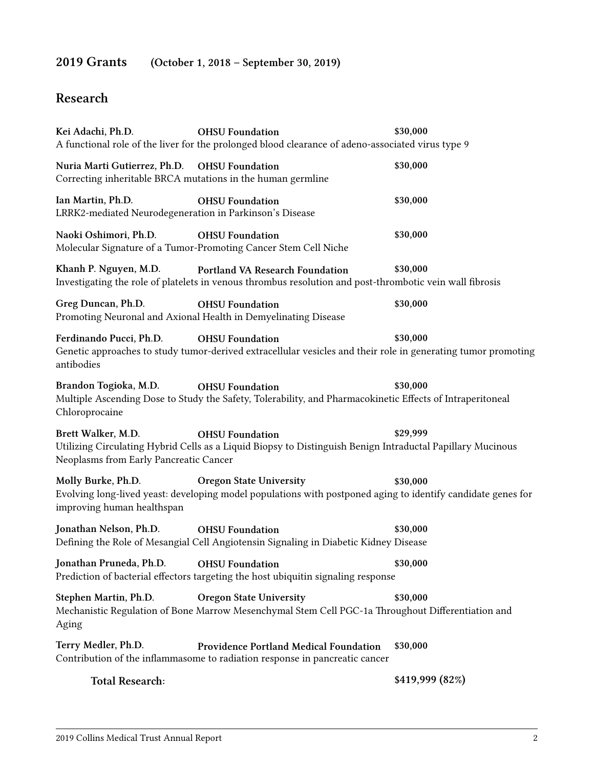## 2019 Grants (October 1, 2018 – September 30, 2019)

## Research

**Kei Adachi, Ph.D.** **OHSU Foundation** **$30,000**
A functional role of the liver for the prolonged blood clearance of adeno-associated virus type 9

**Nuria Marti Gutierrez, Ph.D.** **OHSU Foundation** **$30,000**
Correcting inheritable BRCA mutations in the human germline

**Ian Martin, Ph.D.** **OHSU Foundation** **$30,000**
LRRK2-mediated Neurodegeneration in Parkinson's Disease

**Naoki Oshimori, Ph.D.** **OHSU Foundation** **$30,000**
Molecular Signature of a Tumor-Promoting Cancer Stem Cell Niche

**Khanh P. Nguyen, M.D.** **Portland VA Research Foundation** **$30,000**
Investigating the role of platelets in venous thrombus resolution and post-thrombotic vein wall fibrosis

**Greg Duncan, Ph.D.** **OHSU Foundation** **$30,000**
Promoting Neuronal and Axional Health in Demyelinating Disease

**Ferdinando Pucci, Ph.D.** **OHSU Foundation** **$30,000**
Genetic approaches to study tumor-derived extracellular vesicles and their role in generating tumor promoting antibodies

**Brandon Togioka, M.D.** **OHSU Foundation** **$30,000**
Multiple Ascending Dose to Study the Safety, Tolerability, and Pharmacokinetic Effects of Intraperitoneal Chloroprocaine

**Brett Walker, M.D.** **OHSU Foundation** **$29,999**
Utilizing Circulating Hybrid Cells as a Liquid Biopsy to Distinguish Benign Intraductal Papillary Mucinous Neoplasms from Early Pancreatic Cancer

**Molly Burke, Ph.D.** **Oregon State University** **$30,000**
Evolving long-lived yeast: developing model populations with postponed aging to identify candidate genes for improving human healthspan

**Jonathan Nelson, Ph.D.** **OHSU Foundation** **$30,000**
Defining the Role of Mesangial Cell Angiotensin Signaling in Diabetic Kidney Disease

**Jonathan Pruneda, Ph.D.** **OHSU Foundation** **$30,000**
Prediction of bacterial effectors targeting the host ubiquitin signaling response

**Stephen Martin, Ph.D.** **Oregon State University** **$30,000**
Mechanistic Regulation of Bone Marrow Mesenchymal Stem Cell PGC-1a Throughout Differentiation and Aging

**Terry Medler, Ph.D.** **Providence Portland Medical Foundation** **$30,000**
Contribution of the inflammasome to radiation response in pancreatic cancer

**Total Research:** **$419,999 (82%)**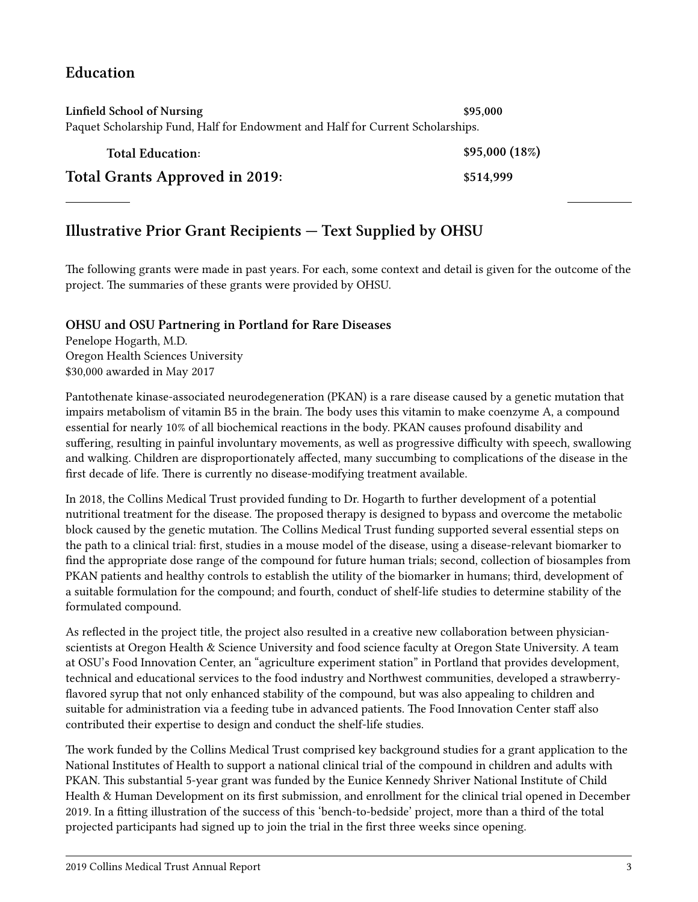## Education

**Linfield School of Nursing** **$95,000**
Paquet Scholarship Fund, Half for Endowment and Half for Current Scholarships.

**Total Education:** **$95,000 (18%)**

### Total Grants Approved in 2019: $514,999

---

## Illustrative Prior Grant Recipients — Text Supplied by OHSU

The following grants were made in past years. For each, some context and detail is given for the outcome of the project. The summaries of these grants were provided by OHSU.

**OHSU and OSU Partnering in Portland for Rare Diseases**
Penelope Hogarth, M.D.
Oregon Health Sciences University
$30,000 awarded in May 2017

Pantothenate kinase-associated neurodegeneration (PKAN) is a rare disease caused by a genetic mutation that impairs metabolism of vitamin B5 in the brain. The body uses this vitamin to make coenzyme A, a compound essential for nearly 10% of all biochemical reactions in the body. PKAN causes profound disability and suffering, resulting in painful involuntary movements, as well as progressive difficulty with speech, swallowing and walking. Children are disproportionately affected, many succumbing to complications of the disease in the first decade of life. There is currently no disease-modifying treatment available.

In 2018, the Collins Medical Trust provided funding to Dr. Hogarth to further development of a potential nutritional treatment for the disease. The proposed therapy is designed to bypass and overcome the metabolic block caused by the genetic mutation. The Collins Medical Trust funding supported several essential steps on the path to a clinical trial: first, studies in a mouse model of the disease, using a disease-relevant biomarker to find the appropriate dose range of the compound for future human trials; second, collection of biosamples from PKAN patients and healthy controls to establish the utility of the biomarker in humans; third, development of a suitable formulation for the compound; and fourth, conduct of shelf-life studies to determine stability of the formulated compound.

As reflected in the project title, the project also resulted in a creative new collaboration between physician-scientists at Oregon Health & Science University and food science faculty at Oregon State University. A team at OSU's Food Innovation Center, an "agriculture experiment station" in Portland that provides development, technical and educational services to the food industry and Northwest communities, developed a strawberry-flavored syrup that not only enhanced stability of the compound, but was also appealing to children and suitable for administration via a feeding tube in advanced patients. The Food Innovation Center staff also contributed their expertise to design and conduct the shelf-life studies.

The work funded by the Collins Medical Trust comprised key background studies for a grant application to the National Institutes of Health to support a national clinical trial of the compound in children and adults with PKAN. This substantial 5-year grant was funded by the Eunice Kennedy Shriver National Institute of Child Health & Human Development on its first submission, and enrollment for the clinical trial opened in December 2019. In a fitting illustration of the success of this 'bench-to-bedside' project, more than a third of the total projected participants had signed up to join the trial in the first three weeks since opening.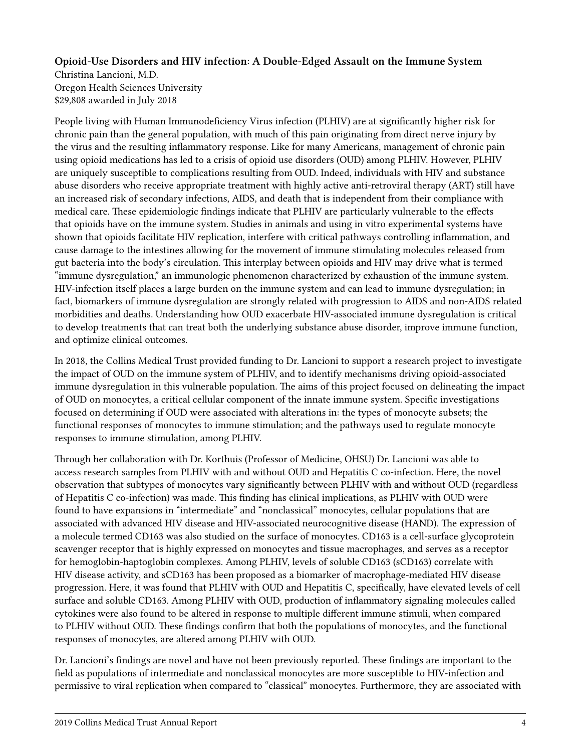**Opioid-Use Disorders and HIV infection: A Double-Edged Assault on the Immune System**
Christina Lancioni, M.D.
Oregon Health Sciences University
$29,808 awarded in July 2018

People living with Human Immunodeficiency Virus infection (PLHIV) are at significantly higher risk for chronic pain than the general population, with much of this pain originating from direct nerve injury by the virus and the resulting inflammatory response. Like for many Americans, management of chronic pain using opioid medications has led to a crisis of opioid use disorders (OUD) among PLHIV. However, PLHIV are uniquely susceptible to complications resulting from OUD. Indeed, individuals with HIV and substance abuse disorders who receive appropriate treatment with highly active anti-retroviral therapy (ART) still have an increased risk of secondary infections, AIDS, and death that is independent from their compliance with medical care. These epidemiologic findings indicate that PLHIV are particularly vulnerable to the effects that opioids have on the immune system. Studies in animals and using in vitro experimental systems have shown that opioids facilitate HIV replication, interfere with critical pathways controlling inflammation, and cause damage to the intestines allowing for the movement of immune stimulating molecules released from gut bacteria into the body's circulation. This interplay between opioids and HIV may drive what is termed "immune dysregulation," an immunologic phenomenon characterized by exhaustion of the immune system. HIV-infection itself places a large burden on the immune system and can lead to immune dysregulation; in fact, biomarkers of immune dysregulation are strongly related with progression to AIDS and non-AIDS related morbidities and deaths. Understanding how OUD exacerbate HIV-associated immune dysregulation is critical to develop treatments that can treat both the underlying substance abuse disorder, improve immune function, and optimize clinical outcomes.

In 2018, the Collins Medical Trust provided funding to Dr. Lancioni to support a research project to investigate the impact of OUD on the immune system of PLHIV, and to identify mechanisms driving opioid-associated immune dysregulation in this vulnerable population. The aims of this project focused on delineating the impact of OUD on monocytes, a critical cellular component of the innate immune system. Specific investigations focused on determining if OUD were associated with alterations in: the types of monocyte subsets; the functional responses of monocytes to immune stimulation; and the pathways used to regulate monocyte responses to immune stimulation, among PLHIV.

Through her collaboration with Dr. Korthuis (Professor of Medicine, OHSU) Dr. Lancioni was able to access research samples from PLHIV with and without OUD and Hepatitis C co-infection. Here, the novel observation that subtypes of monocytes vary significantly between PLHIV with and without OUD (regardless of Hepatitis C co-infection) was made. This finding has clinical implications, as PLHIV with OUD were found to have expansions in "intermediate" and "nonclassical" monocytes, cellular populations that are associated with advanced HIV disease and HIV-associated neurocognitive disease (HAND). The expression of a molecule termed CD163 was also studied on the surface of monocytes. CD163 is a cell-surface glycoprotein scavenger receptor that is highly expressed on monocytes and tissue macrophages, and serves as a receptor for hemoglobin-haptoglobin complexes. Among PLHIV, levels of soluble CD163 (sCD163) correlate with HIV disease activity, and sCD163 has been proposed as a biomarker of macrophage-mediated HIV disease progression. Here, it was found that PLHIV with OUD and Hepatitis C, specifically, have elevated levels of cell surface and soluble CD163. Among PLHIV with OUD, production of inflammatory signaling molecules called cytokines were also found to be altered in response to multiple different immune stimuli, when compared to PLHIV without OUD. These findings confirm that both the populations of monocytes, and the functional responses of monocytes, are altered among PLHIV with OUD.

Dr. Lancioni's findings are novel and have not been previously reported. These findings are important to the field as populations of intermediate and nonclassical monocytes are more susceptible to HIV-infection and permissive to viral replication when compared to "classical" monocytes. Furthermore, they are associated with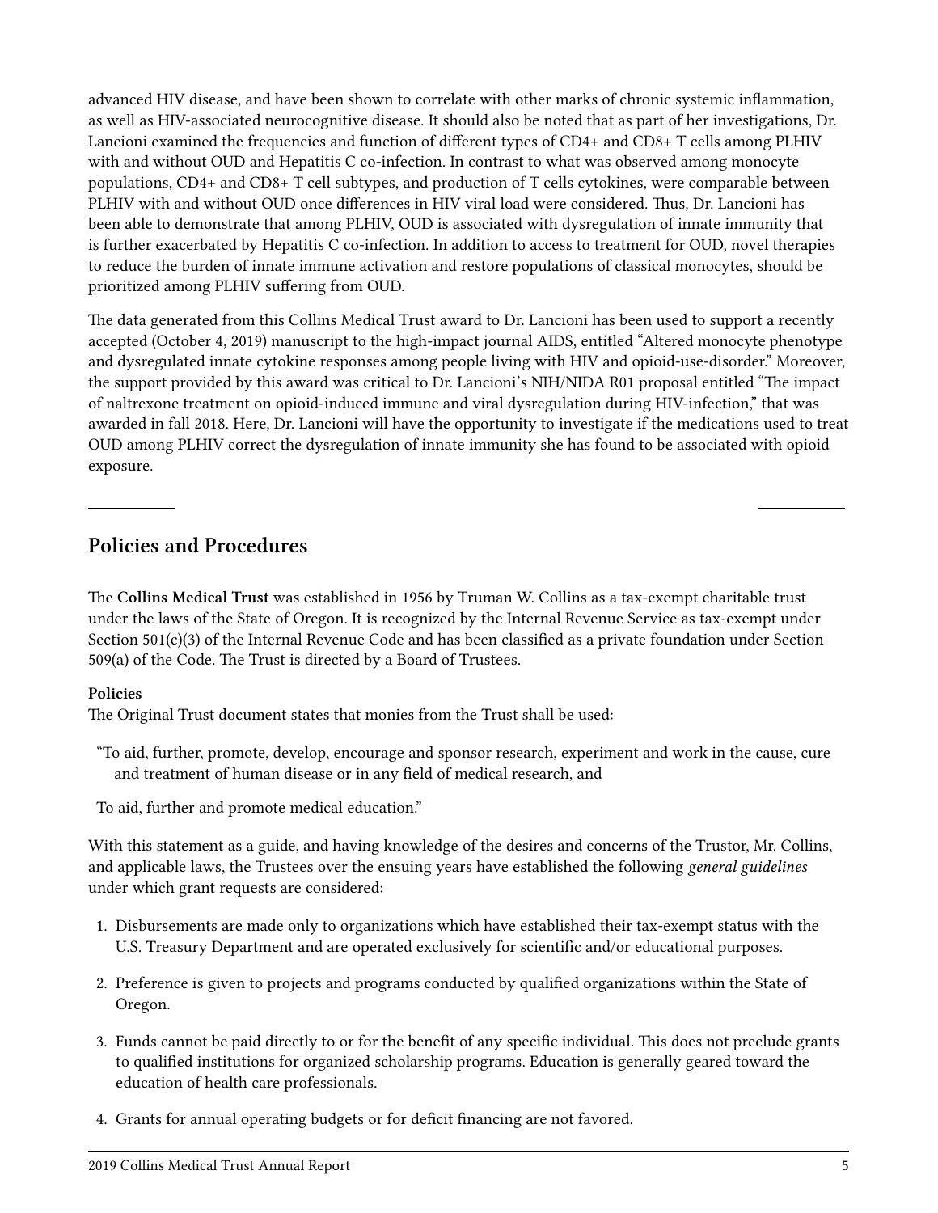advanced HIV disease, and have been shown to correlate with other marks of chronic systemic inflammation, as well as HIV-associated neurocognitive disease. It should also be noted that as part of her investigations, Dr. Lancioni examined the frequencies and function of different types of CD4+ and CD8+ T cells among PLHIV with and without OUD and Hepatitis C co-infection. In contrast to what was observed among monocyte populations, CD4+ and CD8+ T cell subtypes, and production of T cells cytokines, were comparable between PLHIV with and without OUD once differences in HIV viral load were considered. Thus, Dr. Lancioni has been able to demonstrate that among PLHIV, OUD is associated with dysregulation of innate immunity that is further exacerbated by Hepatitis C co-infection. In addition to access to treatment for OUD, novel therapies to reduce the burden of innate immune activation and restore populations of classical monocytes, should be prioritized among PLHIV suffering from OUD.

The data generated from this Collins Medical Trust award to Dr. Lancioni has been used to support a recently accepted (October 4, 2019) manuscript to the high-impact journal AIDS, entitled "Altered monocyte phenotype and dysregulated innate cytokine responses among people living with HIV and opioid-use-disorder." Moreover, the support provided by this award was critical to Dr. Lancioni's NIH/NIDA R01 proposal entitled "The impact of naltrexone treatment on opioid-induced immune and viral dysregulation during HIV-infection," that was awarded in fall 2018. Here, Dr. Lancioni will have the opportunity to investigate if the medications used to treat OUD among PLHIV correct the dysregulation of innate immunity she has found to be associated with opioid exposure.

---

## Policies and Procedures

The **Collins Medical Trust** was established in 1956 by Truman W. Collins as a tax-exempt charitable trust under the laws of the State of Oregon. It is recognized by the Internal Revenue Service as tax-exempt under Section 501(c)(3) of the Internal Revenue Code and has been classified as a private foundation under Section 509(a) of the Code. The Trust is directed by a Board of Trustees.

**Policies**
The Original Trust document states that monies from the Trust shall be used:

> "To aid, further, promote, develop, encourage and sponsor research, experiment and work in the cause, cure and treatment of human disease or in any field of medical research, and
>
> To aid, further and promote medical education."

With this statement as a guide, and having knowledge of the desires and concerns of the Trustor, Mr. Collins, and applicable laws, the Trustees over the ensuing years have established the following *general guidelines* under which grant requests are considered:

1. Disbursements are made only to organizations which have established their tax-exempt status with the U.S. Treasury Department and are operated exclusively for scientific and/or educational purposes.
2. Preference is given to projects and programs conducted by qualified organizations within the State of Oregon.
3. Funds cannot be paid directly to or for the benefit of any specific individual. This does not preclude grants to qualified institutions for organized scholarship programs. Education is generally geared toward the education of health care professionals.
4. Grants for annual operating budgets or for deficit financing are not favored.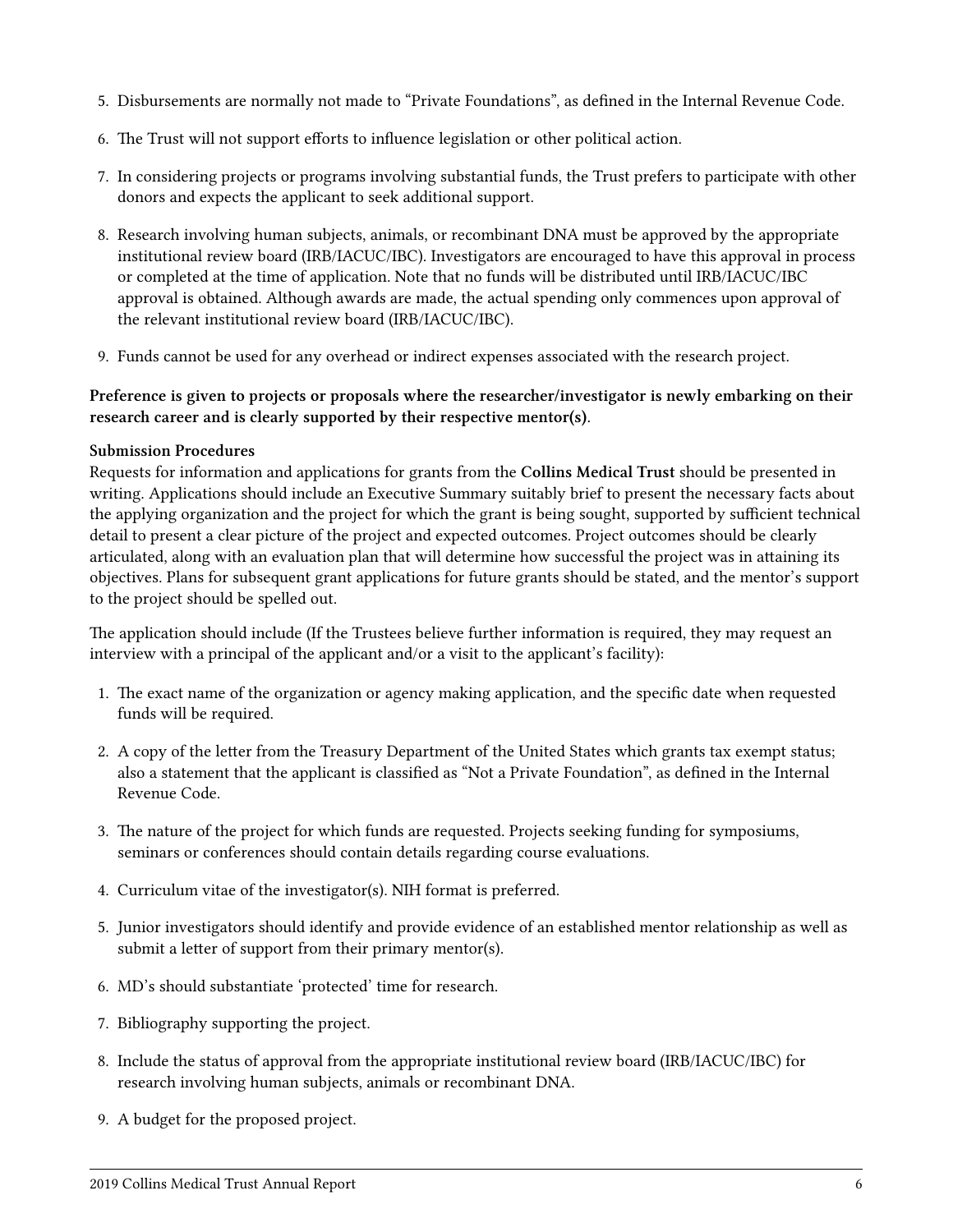5. Disbursements are normally not made to “Private Foundations”, as defined in the Internal Revenue Code.
6. The Trust will not support efforts to influence legislation or other political action.
7. In considering projects or programs involving substantial funds, the Trust prefers to participate with other donors and expects the applicant to seek additional support.
8. Research involving human subjects, animals, or recombinant DNA must be approved by the appropriate institutional review board (IRB/IACUC/IBC). Investigators are encouraged to have this approval in process or completed at the time of application. Note that no funds will be distributed until IRB/IACUC/IBC approval is obtained. Although awards are made, the actual spending only commences upon approval of the relevant institutional review board (IRB/IACUC/IBC).
9. Funds cannot be used for any overhead or indirect expenses associated with the research project.

**Preference is given to projects or proposals where the researcher/investigator is newly embarking on their research career and is clearly supported by their respective mentor(s).**

**Submission Procedures**

Requests for information and applications for grants from the **Collins Medical Trust** should be presented in writing. Applications should include an Executive Summary suitably brief to present the necessary facts about the applying organization and the project for which the grant is being sought, supported by sufficient technical detail to present a clear picture of the project and expected outcomes. Project outcomes should be clearly articulated, along with an evaluation plan that will determine how successful the project was in attaining its objectives. Plans for subsequent grant applications for future grants should be stated, and the mentor’s support to the project should be spelled out.

The application should include (If the Trustees believe further information is required, they may request an interview with a principal of the applicant and/or a visit to the applicant’s facility):

1. The exact name of the organization or agency making application, and the specific date when requested funds will be required.
2. A copy of the letter from the Treasury Department of the United States which grants tax exempt status; also a statement that the applicant is classified as “Not a Private Foundation”, as defined in the Internal Revenue Code.
3. The nature of the project for which funds are requested. Projects seeking funding for symposiums, seminars or conferences should contain details regarding course evaluations.
4. Curriculum vitae of the investigator(s). NIH format is preferred.
5. Junior investigators should identify and provide evidence of an established mentor relationship as well as submit a letter of support from their primary mentor(s).
6. MD’s should substantiate ‘protected’ time for research.
7. Bibliography supporting the project.
8. Include the status of approval from the appropriate institutional review board (IRB/IACUC/IBC) for research involving human subjects, animals or recombinant DNA.
9. A budget for the proposed project.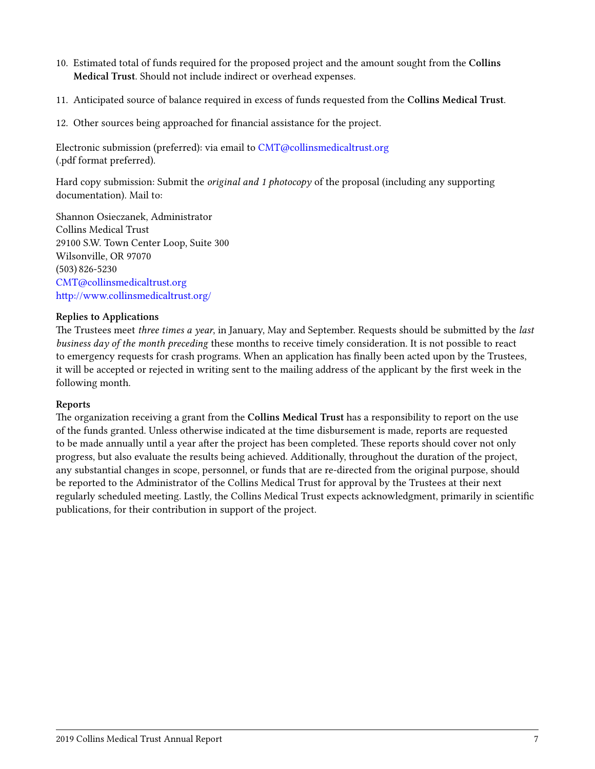10. Estimated total of funds required for the proposed project and the amount sought from the **Collins Medical Trust**. Should not include indirect or overhead expenses.
11. Anticipated source of balance required in excess of funds requested from the **Collins Medical Trust**.
12. Other sources being approached for financial assistance for the project.

Electronic submission (preferred): via email to CMT@collinsmedicaltrust.org (.pdf format preferred).

Hard copy submission: Submit the *original and 1 photocopy* of the proposal (including any supporting documentation). Mail to:

Shannon Osieczanek, Administrator
Collins Medical Trust
29100 S.W. Town Center Loop, Suite 300
Wilsonville, OR 97070
(503) 826-5230
CMT@collinsmedicaltrust.org
http://www.collinsmedicaltrust.org/

**Replies to Applications**
The Trustees meet *three times a year*, in January, May and September. Requests should be submitted by the *last business day of the month preceding* these months to receive timely consideration. It is not possible to react to emergency requests for crash programs. When an application has finally been acted upon by the Trustees, it will be accepted or rejected in writing sent to the mailing address of the applicant by the first week in the following month.

**Reports**
The organization receiving a grant from the **Collins Medical Trust** has a responsibility to report on the use of the funds granted. Unless otherwise indicated at the time disbursement is made, reports are requested to be made annually until a year after the project has been completed. These reports should cover not only progress, but also evaluate the results being achieved. Additionally, throughout the duration of the project, any substantial changes in scope, personnel, or funds that are re-directed from the original purpose, should be reported to the Administrator of the Collins Medical Trust for approval by the Trustees at their next regularly scheduled meeting. Lastly, the Collins Medical Trust expects acknowledgment, primarily in scientific publications, for their contribution in support of the project.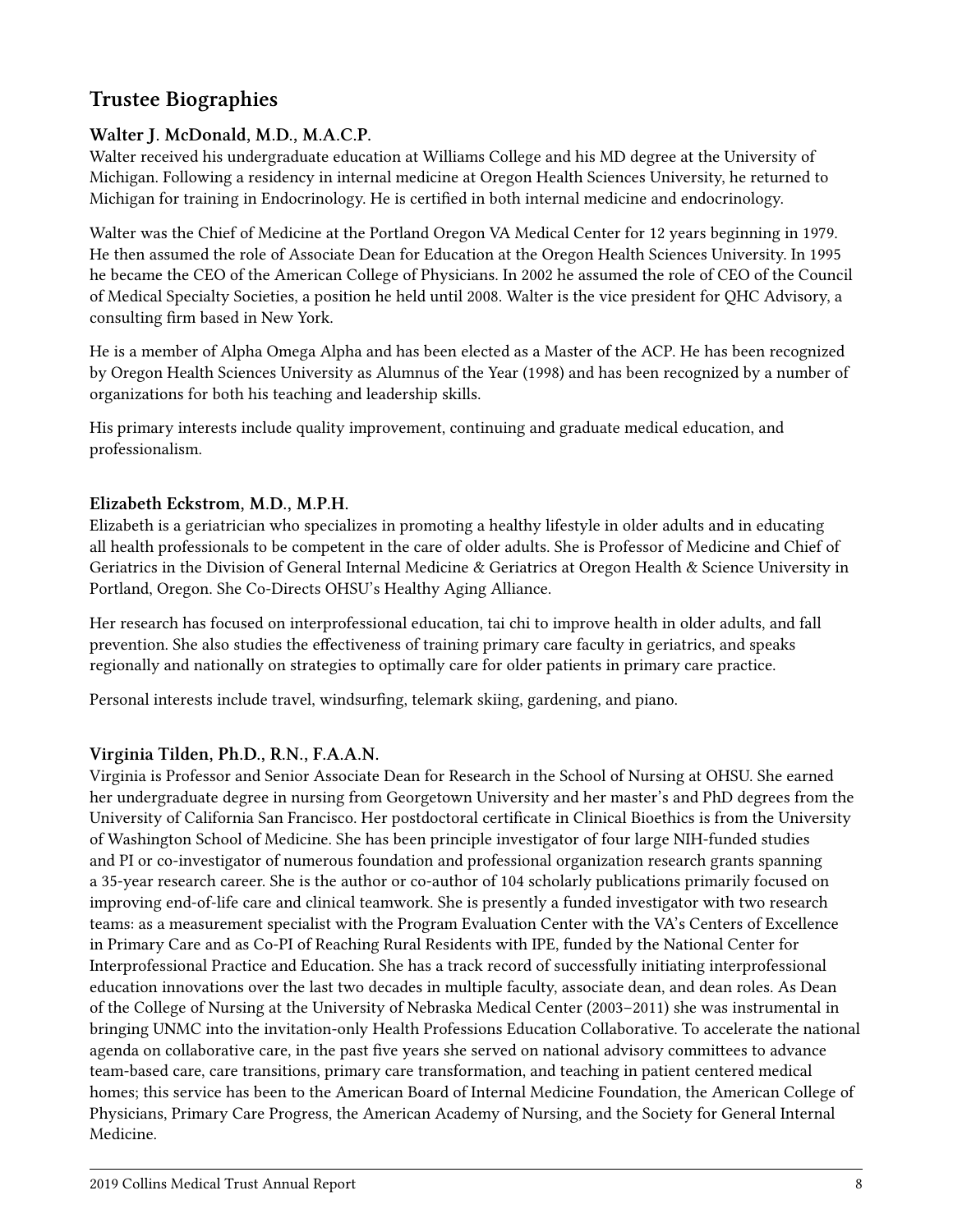## Trustee Biographies

### Walter J. McDonald, M.D., M.A.C.P.

Walter received his undergraduate education at Williams College and his MD degree at the University of Michigan. Following a residency in internal medicine at Oregon Health Sciences University, he returned to Michigan for training in Endocrinology. He is certified in both internal medicine and endocrinology.

Walter was the Chief of Medicine at the Portland Oregon VA Medical Center for 12 years beginning in 1979. He then assumed the role of Associate Dean for Education at the Oregon Health Sciences University. In 1995 he became the CEO of the American College of Physicians. In 2002 he assumed the role of CEO of the Council of Medical Specialty Societies, a position he held until 2008. Walter is the vice president for QHC Advisory, a consulting firm based in New York.

He is a member of Alpha Omega Alpha and has been elected as a Master of the ACP. He has been recognized by Oregon Health Sciences University as Alumnus of the Year (1998) and has been recognized by a number of organizations for both his teaching and leadership skills.

His primary interests include quality improvement, continuing and graduate medical education, and professionalism.

### Elizabeth Eckstrom, M.D., M.P.H.

Elizabeth is a geriatrician who specializes in promoting a healthy lifestyle in older adults and in educating all health professionals to be competent in the care of older adults. She is Professor of Medicine and Chief of Geriatrics in the Division of General Internal Medicine & Geriatrics at Oregon Health & Science University in Portland, Oregon. She Co-Directs OHSU's Healthy Aging Alliance.

Her research has focused on interprofessional education, tai chi to improve health in older adults, and fall prevention. She also studies the effectiveness of training primary care faculty in geriatrics, and speaks regionally and nationally on strategies to optimally care for older patients in primary care practice.

Personal interests include travel, windsurfing, telemark skiing, gardening, and piano.

### Virginia Tilden, Ph.D., R.N., F.A.A.N.

Virginia is Professor and Senior Associate Dean for Research in the School of Nursing at OHSU. She earned her undergraduate degree in nursing from Georgetown University and her master's and PhD degrees from the University of California San Francisco. Her postdoctoral certificate in Clinical Bioethics is from the University of Washington School of Medicine. She has been principle investigator of four large NIH-funded studies and PI or co-investigator of numerous foundation and professional organization research grants spanning a 35-year research career. She is the author or co-author of 104 scholarly publications primarily focused on improving end-of-life care and clinical teamwork. She is presently a funded investigator with two research teams: as a measurement specialist with the Program Evaluation Center with the VA's Centers of Excellence in Primary Care and as Co-PI of Reaching Rural Residents with IPE, funded by the National Center for Interprofessional Practice and Education. She has a track record of successfully initiating interprofessional education innovations over the last two decades in multiple faculty, associate dean, and dean roles. As Dean of the College of Nursing at the University of Nebraska Medical Center (2003–2011) she was instrumental in bringing UNMC into the invitation-only Health Professions Education Collaborative. To accelerate the national agenda on collaborative care, in the past five years she served on national advisory committees to advance team-based care, care transitions, primary care transformation, and teaching in patient centered medical homes; this service has been to the American Board of Internal Medicine Foundation, the American College of Physicians, Primary Care Progress, the American Academy of Nursing, and the Society for General Internal Medicine.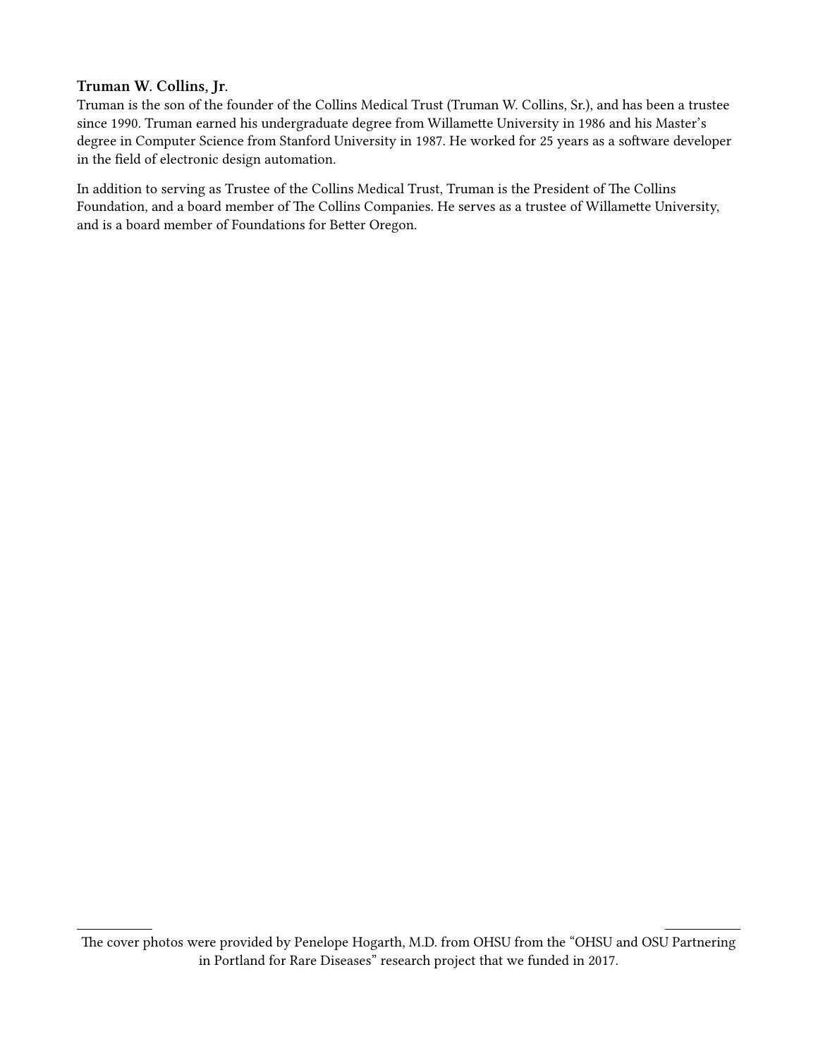**Truman W. Collins, Jr.**

Truman is the son of the founder of the Collins Medical Trust (Truman W. Collins, Sr.), and has been a trustee since 1990. Truman earned his undergraduate degree from Willamette University in 1986 and his Master's degree in Computer Science from Stanford University in 1987. He worked for 25 years as a software developer in the field of electronic design automation.

In addition to serving as Trustee of the Collins Medical Trust, Truman is the President of The Collins Foundation, and a board member of The Collins Companies. He serves as a trustee of Willamette University, and is a board member of Foundations for Better Oregon.

---

The cover photos were provided by Penelope Hogarth, M.D. from OHSU from the "OHSU and OSU Partnering in Portland for Rare Diseases" research project that we funded in 2017.